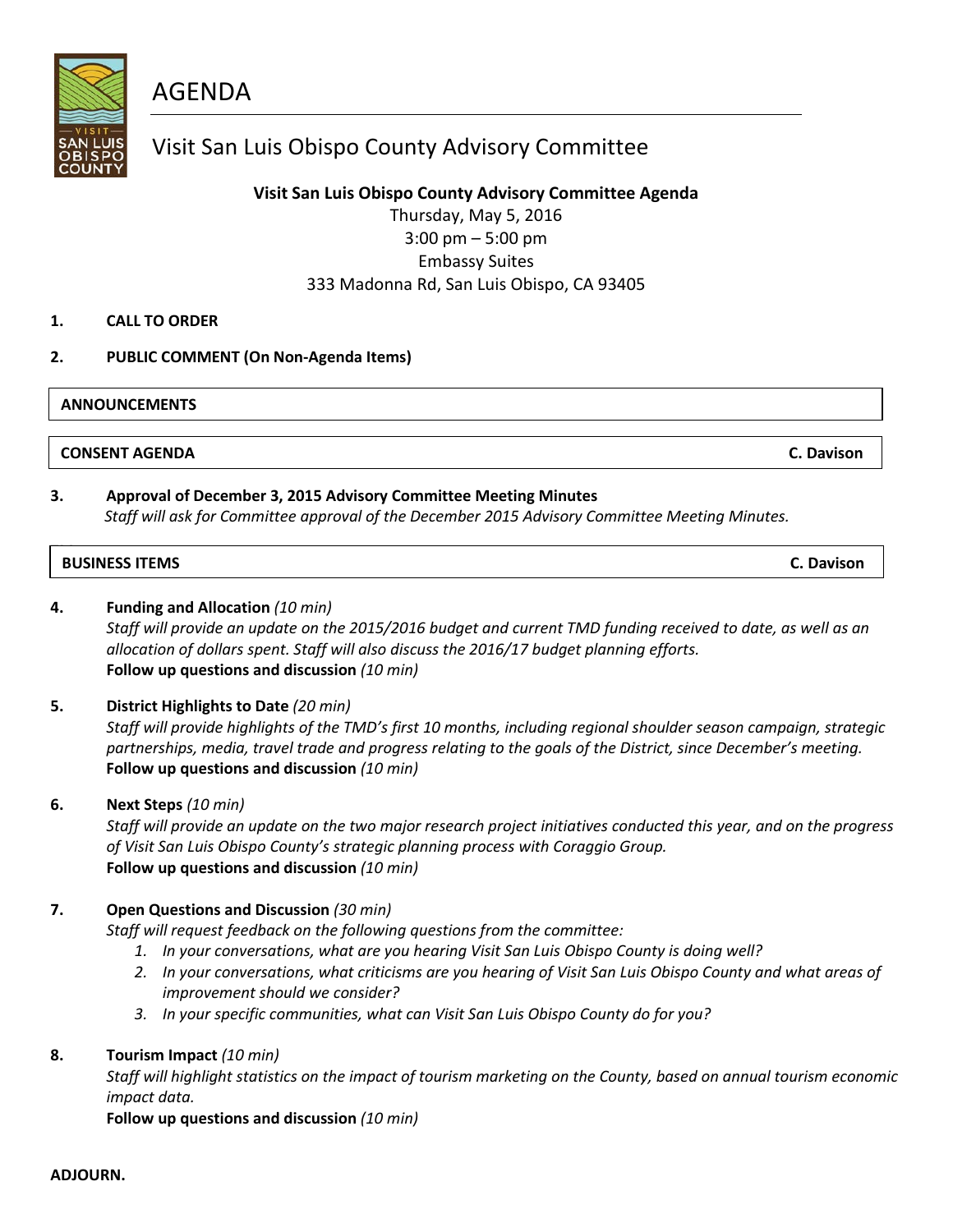# AGENDA

## Visit San Luis Obispo County Advisory Committee

**Visit San Luis Obispo County Advisory Committee Agenda**
Thursday, May 5, 2016
3:00 pm – 5:00 pm
Embassy Suites
333 Madonna Rd, San Luis Obispo, CA 93405

**1. CALL TO ORDER**

**2. PUBLIC COMMENT (On Non-Agenda Items)**

**ANNOUNCEMENTS**

**CONSENT AGENDA** — **C. Davison**

**3. Approval of December 3, 2015 Advisory Committee Meeting Minutes**
*Staff will ask for Committee approval of the December 2015 Advisory Committee Meeting Minutes.*

**BUSINESS ITEMS** — **C. Davison**

**4. Funding and Allocation** *(10 min)*
*Staff will provide an update on the 2015/2016 budget and current TMD funding received to date, as well as an allocation of dollars spent. Staff will also discuss the 2016/17 budget planning efforts.*
**Follow up questions and discussion** *(10 min)*

**5. District Highlights to Date** *(20 min)*
*Staff will provide highlights of the TMD's first 10 months, including regional shoulder season campaign, strategic partnerships, media, travel trade and progress relating to the goals of the District, since December's meeting.*
**Follow up questions and discussion** *(10 min)*

**6. Next Steps** *(10 min)*
*Staff will provide an update on the two major research project initiatives conducted this year, and on the progress of Visit San Luis Obispo County's strategic planning process with Coraggio Group.*
**Follow up questions and discussion** *(10 min)*

**7. Open Questions and Discussion** *(30 min)*
*Staff will request feedback on the following questions from the committee:*
1. *In your conversations, what are you hearing Visit San Luis Obispo County is doing well?*
2. *In your conversations, what criticisms are you hearing of Visit San Luis Obispo County and what areas of improvement should we consider?*
3. *In your specific communities, what can Visit San Luis Obispo County do for you?*

**8. Tourism Impact** *(10 min)*
*Staff will highlight statistics on the impact of tourism marketing on the County, based on annual tourism economic impact data.*
**Follow up questions and discussion** *(10 min)*

**ADJOURN.**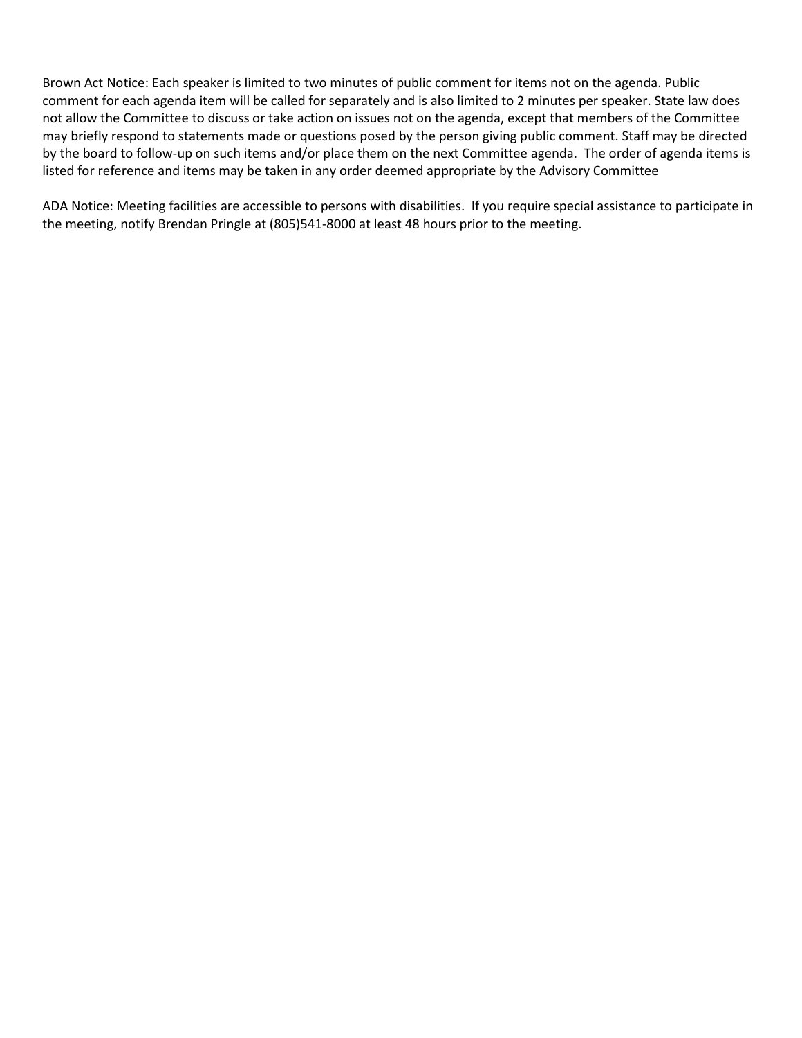Brown Act Notice: Each speaker is limited to two minutes of public comment for items not on the agenda. Public comment for each agenda item will be called for separately and is also limited to 2 minutes per speaker. State law does not allow the Committee to discuss or take action on issues not on the agenda, except that members of the Committee may briefly respond to statements made or questions posed by the person giving public comment. Staff may be directed by the board to follow-up on such items and/or place them on the next Committee agenda. The order of agenda items is listed for reference and items may be taken in any order deemed appropriate by the Advisory Committee

ADA Notice: Meeting facilities are accessible to persons with disabilities. If you require special assistance to participate in the meeting, notify Brendan Pringle at (805)541-8000 at least 48 hours prior to the meeting.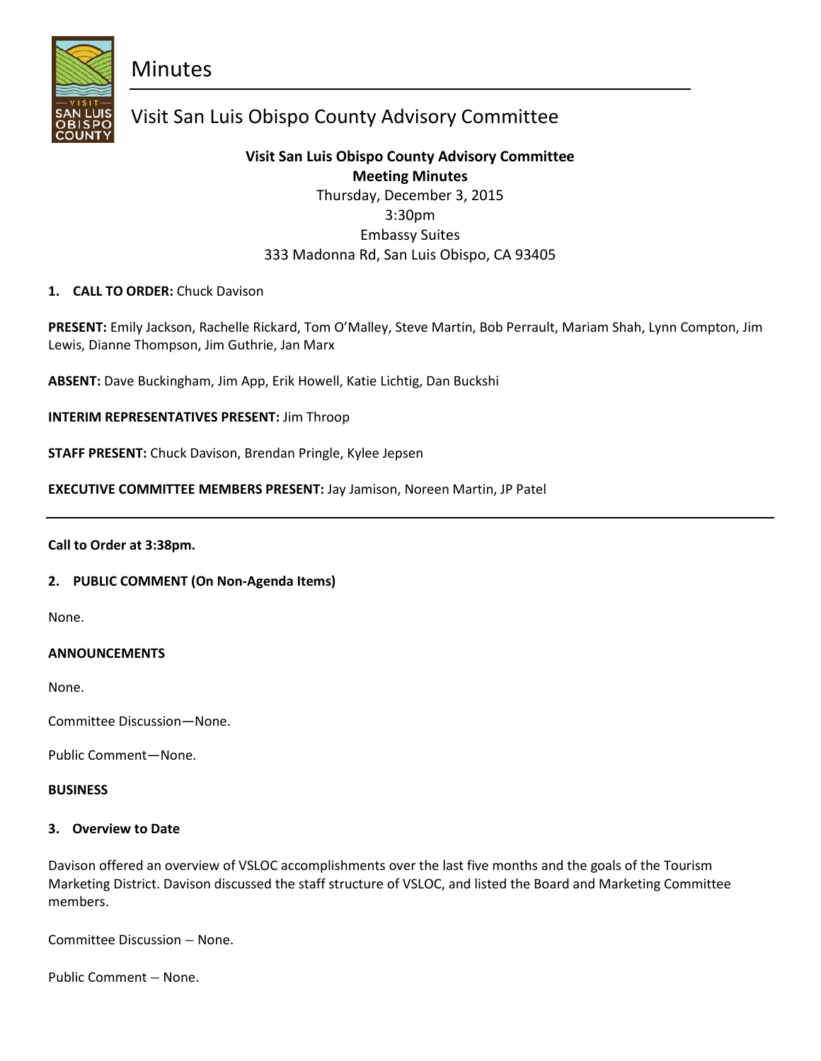# Minutes

## Visit San Luis Obispo County Advisory Committee

**Visit San Luis Obispo County Advisory Committee**
**Meeting Minutes**
Thursday, December 3, 2015
3:30pm
Embassy Suites
333 Madonna Rd, San Luis Obispo, CA 93405

**1. CALL TO ORDER:** Chuck Davison

**PRESENT:** Emily Jackson, Rachelle Rickard, Tom O'Malley, Steve Martin, Bob Perrault, Mariam Shah, Lynn Compton, Jim Lewis, Dianne Thompson, Jim Guthrie, Jan Marx

**ABSENT:** Dave Buckingham, Jim App, Erik Howell, Katie Lichtig, Dan Buckshi

**INTERIM REPRESENTATIVES PRESENT:** Jim Throop

**STAFF PRESENT:** Chuck Davison, Brendan Pringle, Kylee Jepsen

**EXECUTIVE COMMITTEE MEMBERS PRESENT:** Jay Jamison, Noreen Martin, JP Patel

---

**Call to Order at 3:38pm.**

**2. PUBLIC COMMENT (On Non-Agenda Items)**

None.

**ANNOUNCEMENTS**

None.

Committee Discussion—None.

Public Comment—None.

**BUSINESS**

**3. Overview to Date**

Davison offered an overview of VSLOC accomplishments over the last five months and the goals of the Tourism Marketing District. Davison discussed the staff structure of VSLOC, and listed the Board and Marketing Committee members.

Committee Discussion – None.

Public Comment – None.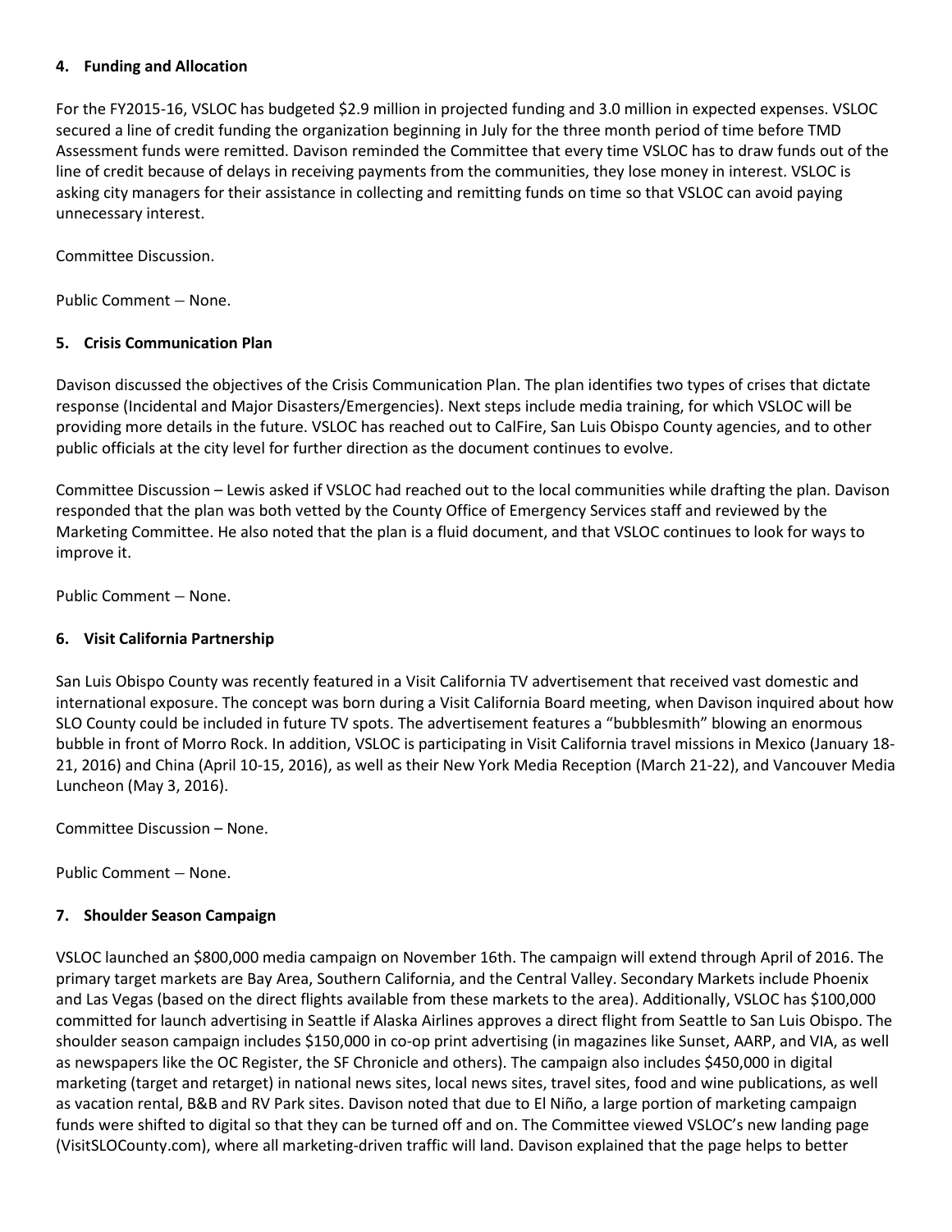#### 4. Funding and Allocation

For the FY2015-16, VSLOC has budgeted $2.9 million in projected funding and 3.0 million in expected expenses. VSLOC secured a line of credit funding the organization beginning in July for the three month period of time before TMD Assessment funds were remitted. Davison reminded the Committee that every time VSLOC has to draw funds out of the line of credit because of delays in receiving payments from the communities, they lose money in interest. VSLOC is asking city managers for their assistance in collecting and remitting funds on time so that VSLOC can avoid paying unnecessary interest.

Committee Discussion.

Public Comment – None.

#### 5. Crisis Communication Plan

Davison discussed the objectives of the Crisis Communication Plan. The plan identifies two types of crises that dictate response (Incidental and Major Disasters/Emergencies). Next steps include media training, for which VSLOC will be providing more details in the future. VSLOC has reached out to CalFire, San Luis Obispo County agencies, and to other public officials at the city level for further direction as the document continues to evolve.

Committee Discussion – Lewis asked if VSLOC had reached out to the local communities while drafting the plan. Davison responded that the plan was both vetted by the County Office of Emergency Services staff and reviewed by the Marketing Committee. He also noted that the plan is a fluid document, and that VSLOC continues to look for ways to improve it.

Public Comment – None.

#### 6. Visit California Partnership

San Luis Obispo County was recently featured in a Visit California TV advertisement that received vast domestic and international exposure. The concept was born during a Visit California Board meeting, when Davison inquired about how SLO County could be included in future TV spots. The advertisement features a "bubblesmith" blowing an enormous bubble in front of Morro Rock. In addition, VSLOC is participating in Visit California travel missions in Mexico (January 18-21, 2016) and China (April 10-15, 2016), as well as their New York Media Reception (March 21-22), and Vancouver Media Luncheon (May 3, 2016).

Committee Discussion – None.

Public Comment – None.

#### 7. Shoulder Season Campaign

VSLOC launched an $800,000 media campaign on November 16th. The campaign will extend through April of 2016. The primary target markets are Bay Area, Southern California, and the Central Valley. Secondary Markets include Phoenix and Las Vegas (based on the direct flights available from these markets to the area). Additionally, VSLOC has $100,000 committed for launch advertising in Seattle if Alaska Airlines approves a direct flight from Seattle to San Luis Obispo. The shoulder season campaign includes $150,000 in co-op print advertising (in magazines like Sunset, AARP, and VIA, as well as newspapers like the OC Register, the SF Chronicle and others). The campaign also includes $450,000 in digital marketing (target and retarget) in national news sites, local news sites, travel sites, food and wine publications, as well as vacation rental, B&B and RV Park sites. Davison noted that due to El Niño, a large portion of marketing campaign funds were shifted to digital so that they can be turned off and on. The Committee viewed VSLOC's new landing page (VisitSLOCounty.com), where all marketing-driven traffic will land. Davison explained that the page helps to better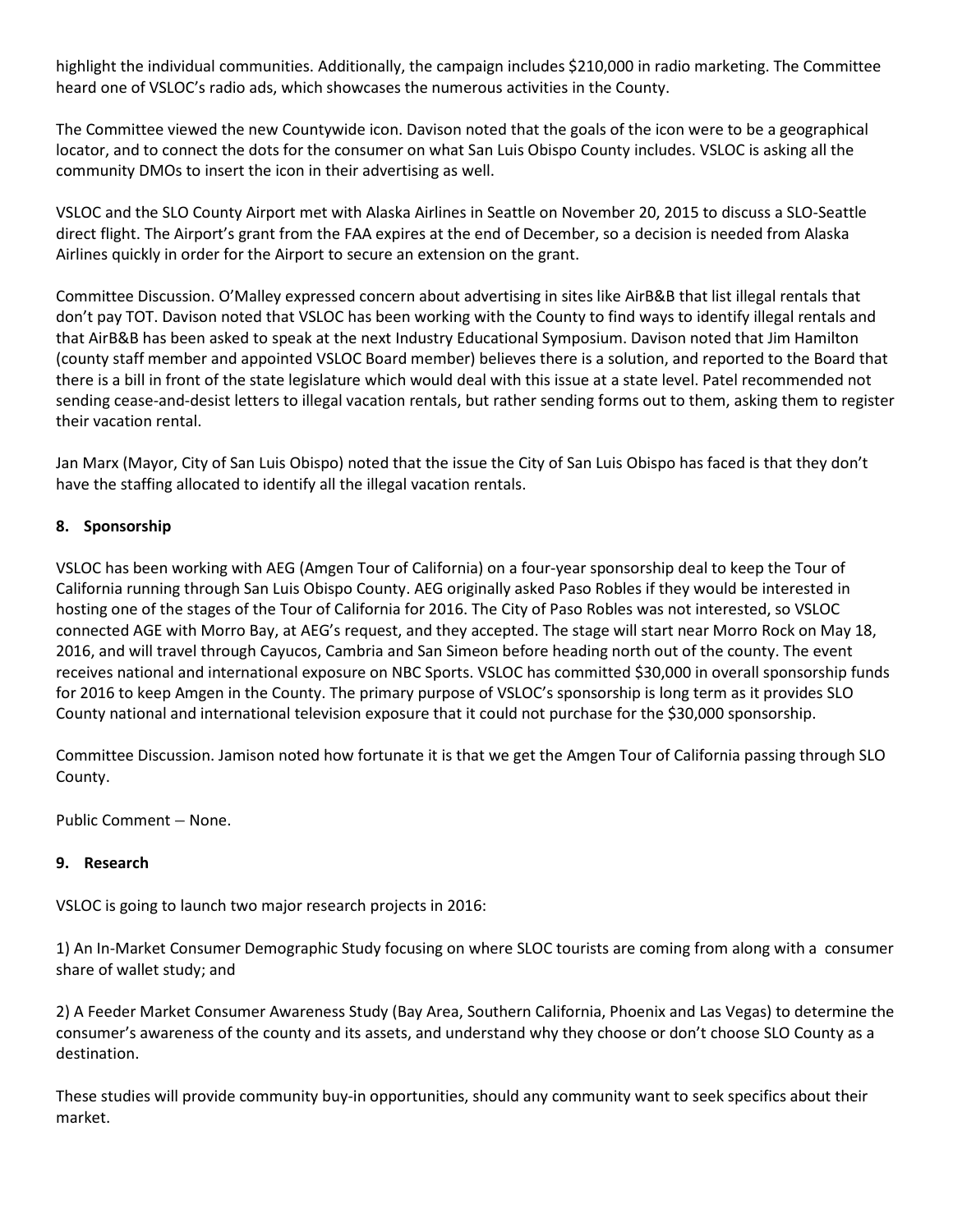highlight the individual communities. Additionally, the campaign includes $210,000 in radio marketing. The Committee heard one of VSLOC's radio ads, which showcases the numerous activities in the County.

The Committee viewed the new Countywide icon. Davison noted that the goals of the icon were to be a geographical locator, and to connect the dots for the consumer on what San Luis Obispo County includes. VSLOC is asking all the community DMOs to insert the icon in their advertising as well.

VSLOC and the SLO County Airport met with Alaska Airlines in Seattle on November 20, 2015 to discuss a SLO-Seattle direct flight. The Airport's grant from the FAA expires at the end of December, so a decision is needed from Alaska Airlines quickly in order for the Airport to secure an extension on the grant.

Committee Discussion. O'Malley expressed concern about advertising in sites like AirB&B that list illegal rentals that don't pay TOT. Davison noted that VSLOC has been working with the County to find ways to identify illegal rentals and that AirB&B has been asked to speak at the next Industry Educational Symposium. Davison noted that Jim Hamilton (county staff member and appointed VSLOC Board member) believes there is a solution, and reported to the Board that there is a bill in front of the state legislature which would deal with this issue at a state level. Patel recommended not sending cease-and-desist letters to illegal vacation rentals, but rather sending forms out to them, asking them to register their vacation rental.

Jan Marx (Mayor, City of San Luis Obispo) noted that the issue the City of San Luis Obispo has faced is that they don't have the staffing allocated to identify all the illegal vacation rentals.

**8. Sponsorship**

VSLOC has been working with AEG (Amgen Tour of California) on a four-year sponsorship deal to keep the Tour of California running through San Luis Obispo County. AEG originally asked Paso Robles if they would be interested in hosting one of the stages of the Tour of California for 2016. The City of Paso Robles was not interested, so VSLOC connected AGE with Morro Bay, at AEG's request, and they accepted. The stage will start near Morro Rock on May 18, 2016, and will travel through Cayucos, Cambria and San Simeon before heading north out of the county. The event receives national and international exposure on NBC Sports. VSLOC has committed $30,000 in overall sponsorship funds for 2016 to keep Amgen in the County. The primary purpose of VSLOC's sponsorship is long term as it provides SLO County national and international television exposure that it could not purchase for the $30,000 sponsorship.

Committee Discussion. Jamison noted how fortunate it is that we get the Amgen Tour of California passing through SLO County.

Public Comment – None.

**9. Research**

VSLOC is going to launch two major research projects in 2016:

1) An In-Market Consumer Demographic Study focusing on where SLOC tourists are coming from along with a consumer share of wallet study; and

2) A Feeder Market Consumer Awareness Study (Bay Area, Southern California, Phoenix and Las Vegas) to determine the consumer's awareness of the county and its assets, and understand why they choose or don't choose SLO County as a destination.

These studies will provide community buy-in opportunities, should any community want to seek specifics about their market.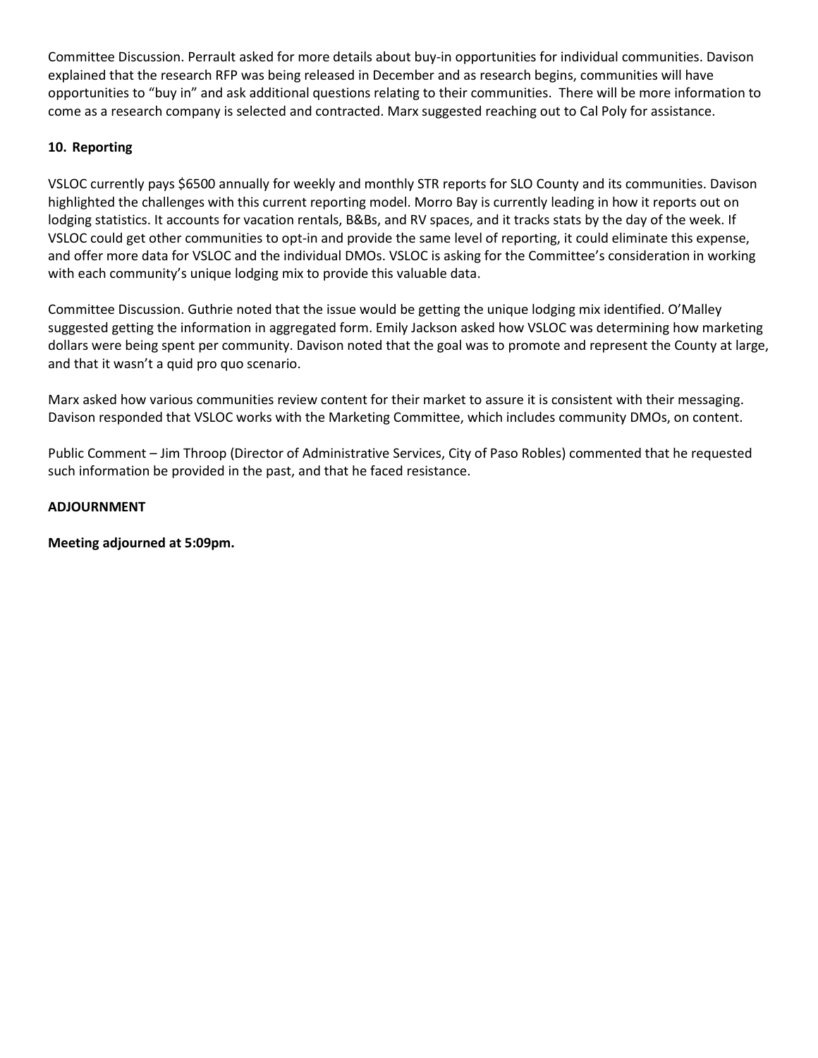Committee Discussion. Perrault asked for more details about buy-in opportunities for individual communities. Davison explained that the research RFP was being released in December and as research begins, communities will have opportunities to "buy in" and ask additional questions relating to their communities. There will be more information to come as a research company is selected and contracted. Marx suggested reaching out to Cal Poly for assistance.

**10. Reporting**

VSLOC currently pays $6500 annually for weekly and monthly STR reports for SLO County and its communities. Davison highlighted the challenges with this current reporting model. Morro Bay is currently leading in how it reports out on lodging statistics. It accounts for vacation rentals, B&Bs, and RV spaces, and it tracks stats by the day of the week. If VSLOC could get other communities to opt-in and provide the same level of reporting, it could eliminate this expense, and offer more data for VSLOC and the individual DMOs. VSLOC is asking for the Committee's consideration in working with each community's unique lodging mix to provide this valuable data.

Committee Discussion. Guthrie noted that the issue would be getting the unique lodging mix identified. O'Malley suggested getting the information in aggregated form. Emily Jackson asked how VSLOC was determining how marketing dollars were being spent per community. Davison noted that the goal was to promote and represent the County at large, and that it wasn't a quid pro quo scenario.

Marx asked how various communities review content for their market to assure it is consistent with their messaging. Davison responded that VSLOC works with the Marketing Committee, which includes community DMOs, on content.

Public Comment – Jim Throop (Director of Administrative Services, City of Paso Robles) commented that he requested such information be provided in the past, and that he faced resistance.

**ADJOURNMENT**

**Meeting adjourned at 5:09pm.**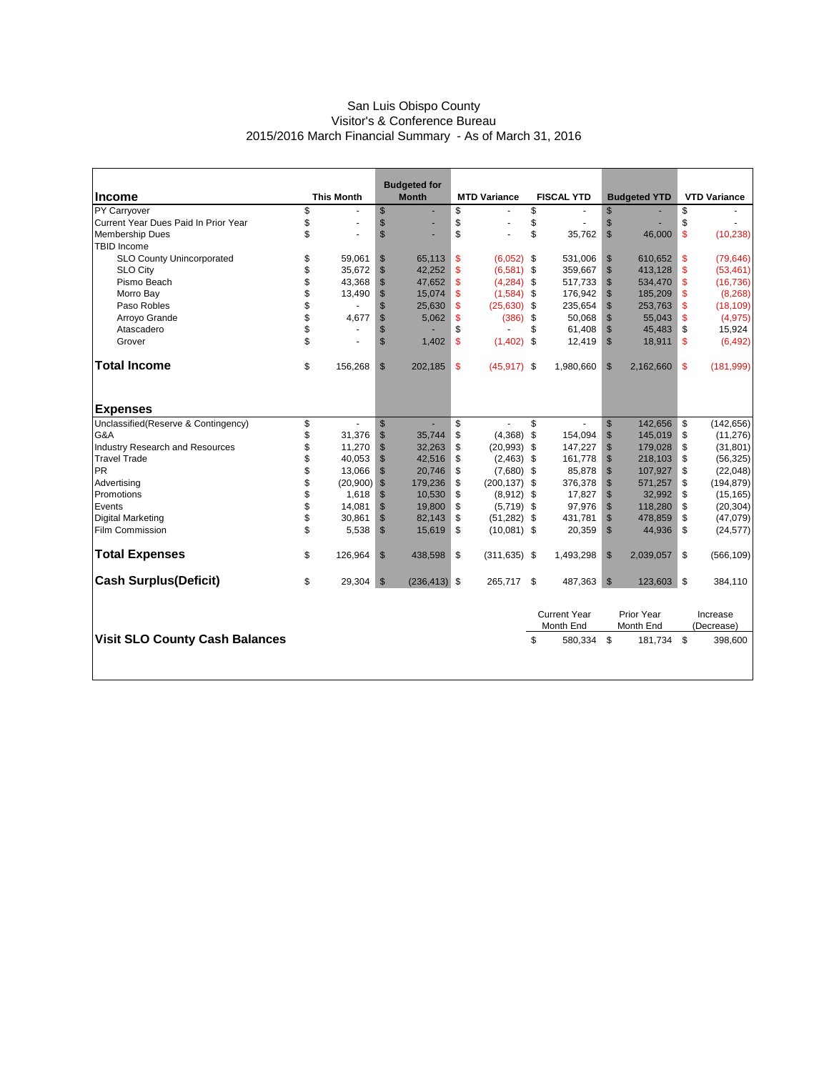San Luis Obispo County
Visitor's & Conference Bureau
2015/2016 March Financial Summary - As of March 31, 2016

| Income | This Month | Budgeted for Month | MTD Variance | FISCAL YTD | Budgeted YTD | VTD Variance |
|---|---|---|---|---|---|---|
| PY Carryover | $ - | $ - | $ - | $ - | $ - | $ - |
| Current Year Dues Paid In Prior Year | $ - | $ - | $ - | $ - | $ - | $ - |
| Membership Dues | $ - | $ - | $ - | $ 35,762 | $ 46,000 | $ (10,238) |
| TBID Income | | | | | | |
| SLO County Unincorporated | $ 59,061 | $ 65,113 | $ (6,052) | $ 531,006 | $ 610,652 | $ (79,646) |
| SLO City | $ 35,672 | $ 42,252 | $ (6,581) | $ 359,667 | $ 413,128 | $ (53,461) |
| Pismo Beach | $ 43,368 | $ 47,652 | $ (4,284) | $ 517,733 | $ 534,470 | $ (16,736) |
| Morro Bay | $ 13,490 | $ 15,074 | $ (1,584) | $ 176,942 | $ 185,209 | $ (8,268) |
| Paso Robles | $ - | $ 25,630 | $ (25,630) | $ 235,654 | $ 253,763 | $ (18,109) |
| Arroyo Grande | $ 4,677 | $ 5,062 | $ (386) | $ 50,068 | $ 55,043 | $ (4,975) |
| Atascadero | $ - | $ - | $ - | $ 61,408 | $ 45,483 | $ 15,924 |
| Grover | $ - | $ 1,402 | $ (1,402) | $ 12,419 | $ 18,911 | $ (6,492) |
| **Total Income** | $ 156,268 | $ 202,185 | $ (45,917) | $ 1,980,660 | $ 2,162,660 | $ (181,999) |
| **Expenses** | | | | | | |
| Unclassified(Reserve & Contingency) | $ - | $ - | $ - | $ - | $ 142,656 | $ (142,656) |
| G&A | $ 31,376 | $ 35,744 | $ (4,368) | $ 154,094 | $ 145,019 | $ (11,276) |
| Industry Research and Resources | $ 11,270 | $ 32,263 | $ (20,993) | $ 147,227 | $ 179,028 | $ (31,801) |
| Travel Trade | $ 40,053 | $ 42,516 | $ (2,463) | $ 161,778 | $ 218,103 | $ (56,325) |
| PR | $ 13,066 | $ 20,746 | $ (7,680) | $ 85,878 | $ 107,927 | $ (22,048) |
| Advertising | $ (20,900) | $ 179,236 | $ (200,137) | $ 376,378 | $ 571,257 | $ (194,879) |
| Promotions | $ 1,618 | $ 10,530 | $ (8,912) | $ 17,827 | $ 32,992 | $ (15,165) |
| Events | $ 14,081 | $ 19,800 | $ (5,719) | $ 97,976 | $ 118,280 | $ (20,304) |
| Digital Marketing | $ 30,861 | $ 82,143 | $ (51,282) | $ 431,781 | $ 478,859 | $ (47,079) |
| Film Commission | $ 5,538 | $ 15,619 | $ (10,081) | $ 20,359 | $ 44,936 | $ (24,577) |
| **Total Expenses** | $ 126,964 | $ 438,598 | $ (311,635) | $ 1,493,298 | $ 2,039,057 | $ (566,109) |
| **Cash Surplus(Deficit)** | $ 29,304 | $ (236,413) | $ 265,717 | $ 487,363 | $ 123,603 | $ 384,110 |

| | Current Year Month End | Prior Year Month End | Increase (Decrease) |
|---|---|---|---|
| **Visit SLO County Cash Balances** | $ 580,334 | $ 181,734 | $ 398,600 |